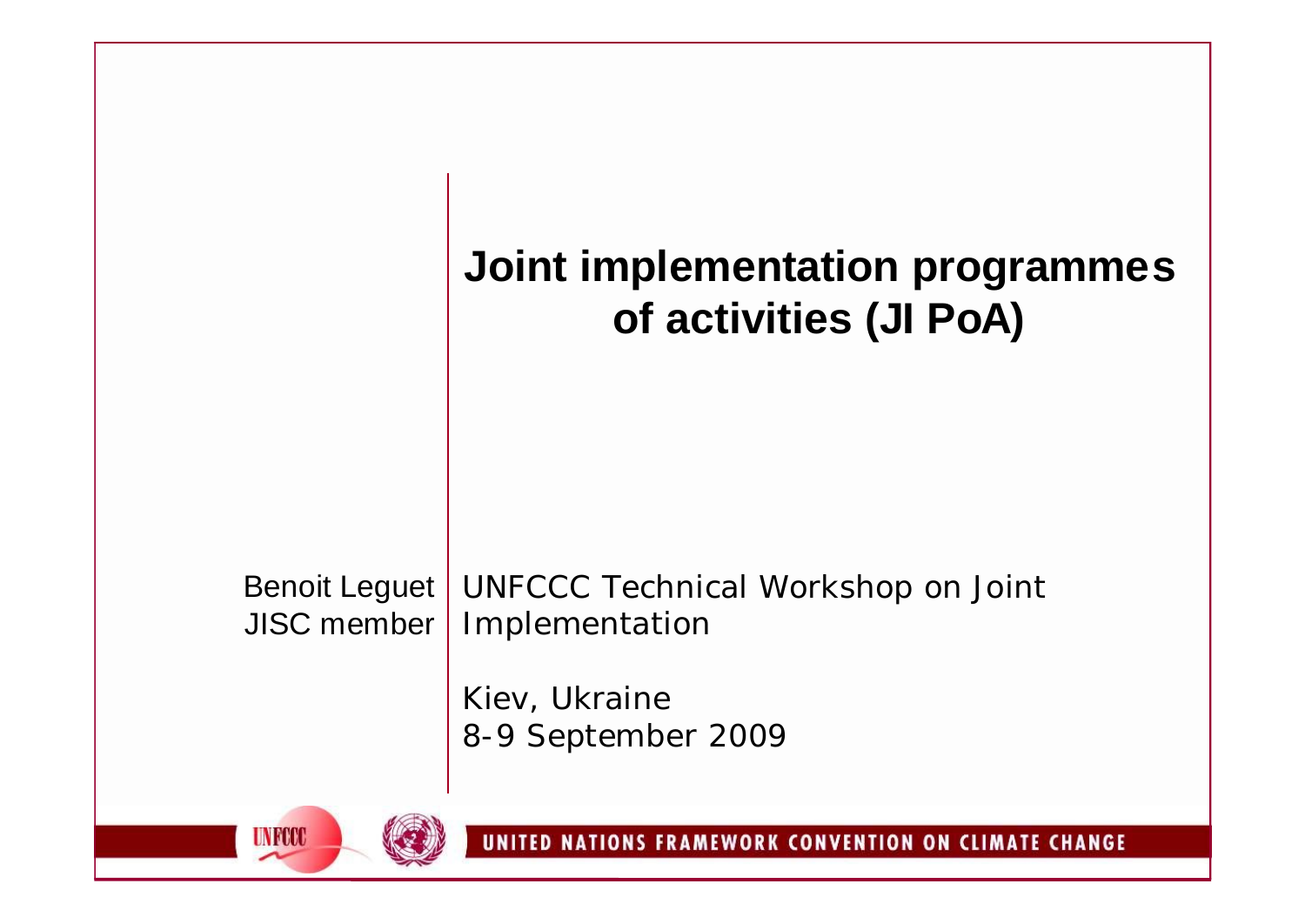# Joint implementation programmes of activities (JI PoA)

Benoit Leguet
JISC member

UNFCCC Technical Workshop on Joint Implementation

Kiev, Ukraine
8-9 September 2009

UNITED NATIONS FRAMEWORK CONVENTION ON CLIMATE CHANGE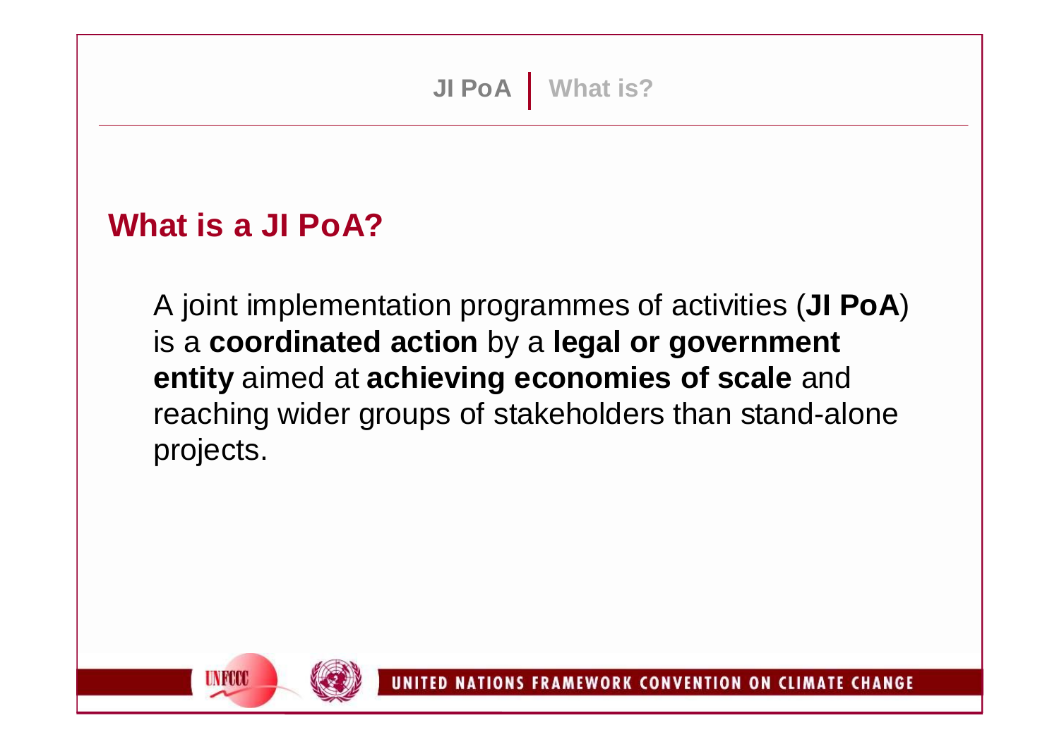## What is a JI PoA?

A joint implementation programmes of activities (**JI PoA**) is a **coordinated action** by a **legal or government entity** aimed at **achieving economies of scale** and reaching wider groups of stakeholders than stand-alone projects.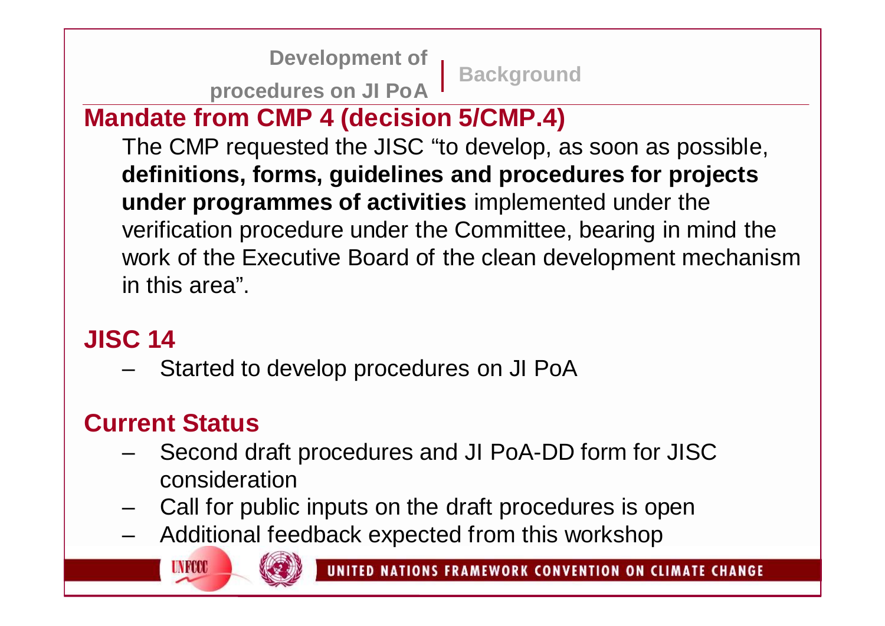## Mandate from CMP 4 (decision 5/CMP.4)

The CMP requested the JISC "to develop, as soon as possible, **definitions, forms, guidelines and procedures for projects under programmes of activities** implemented under the verification procedure under the Committee, bearing in mind the work of the Executive Board of the clean development mechanism in this area".

## JISC 14

- Started to develop procedures on JI PoA

## Current Status

- Second draft procedures and JI PoA-DD form for JISC consideration
- Call for public inputs on the draft procedures is open
- Additional feedback expected from this workshop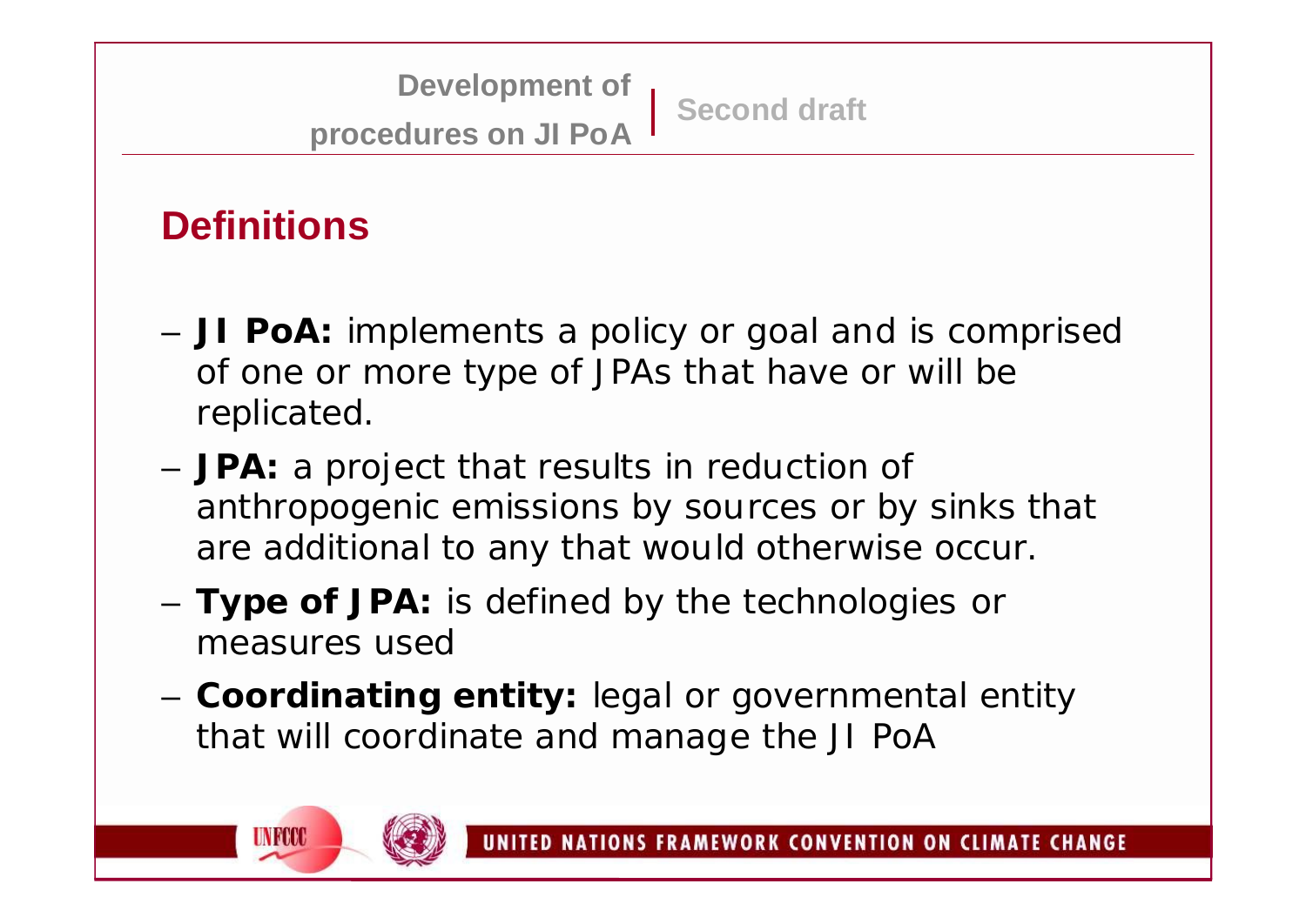## Definitions

- **JI PoA:** implements a policy or goal and is comprised of one or more type of JPAs that have or will be replicated.
- **JPA:** a project that results in reduction of anthropogenic emissions by sources or by sinks that are additional to any that would otherwise occur.
- **Type of JPA:** is defined by the technologies or measures used
- **Coordinating entity:** legal or governmental entity that will coordinate and manage the JI PoA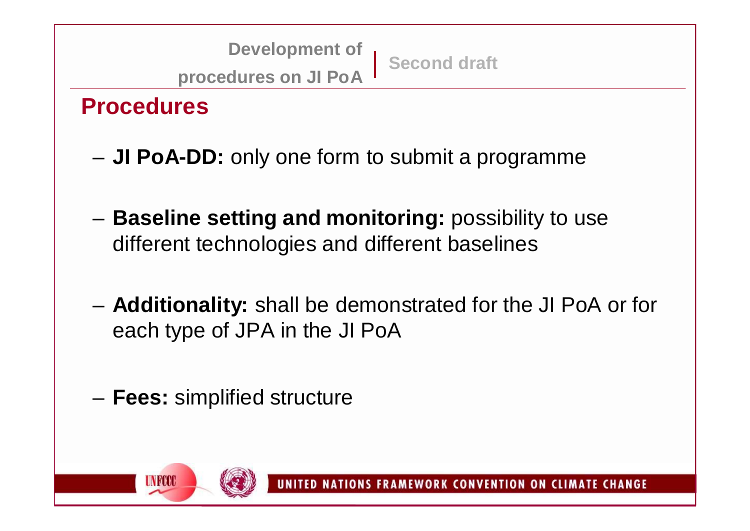## Procedures

- **JI PoA-DD:** only one form to submit a programme
- **Baseline setting and monitoring:** possibility to use different technologies and different baselines
- **Additionality:** shall be demonstrated for the JI PoA or for each type of JPA in the JI PoA
- **Fees:** simplified structure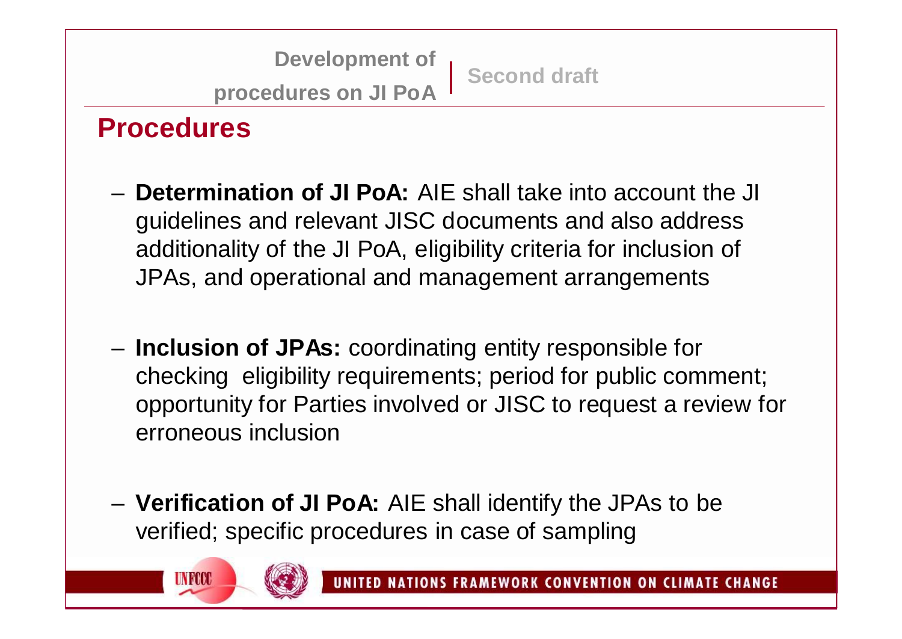## Procedures

- **Determination of JI PoA:** AIE shall take into account the JI guidelines and relevant JISC documents and also address additionality of the JI PoA, eligibility criteria for inclusion of JPAs, and operational and management arrangements

- **Inclusion of JPAs:** coordinating entity responsible for checking eligibility requirements; period for public comment; opportunity for Parties involved or JISC to request a review for erroneous inclusion

- **Verification of JI PoA:** AIE shall identify the JPAs to be verified; specific procedures in case of sampling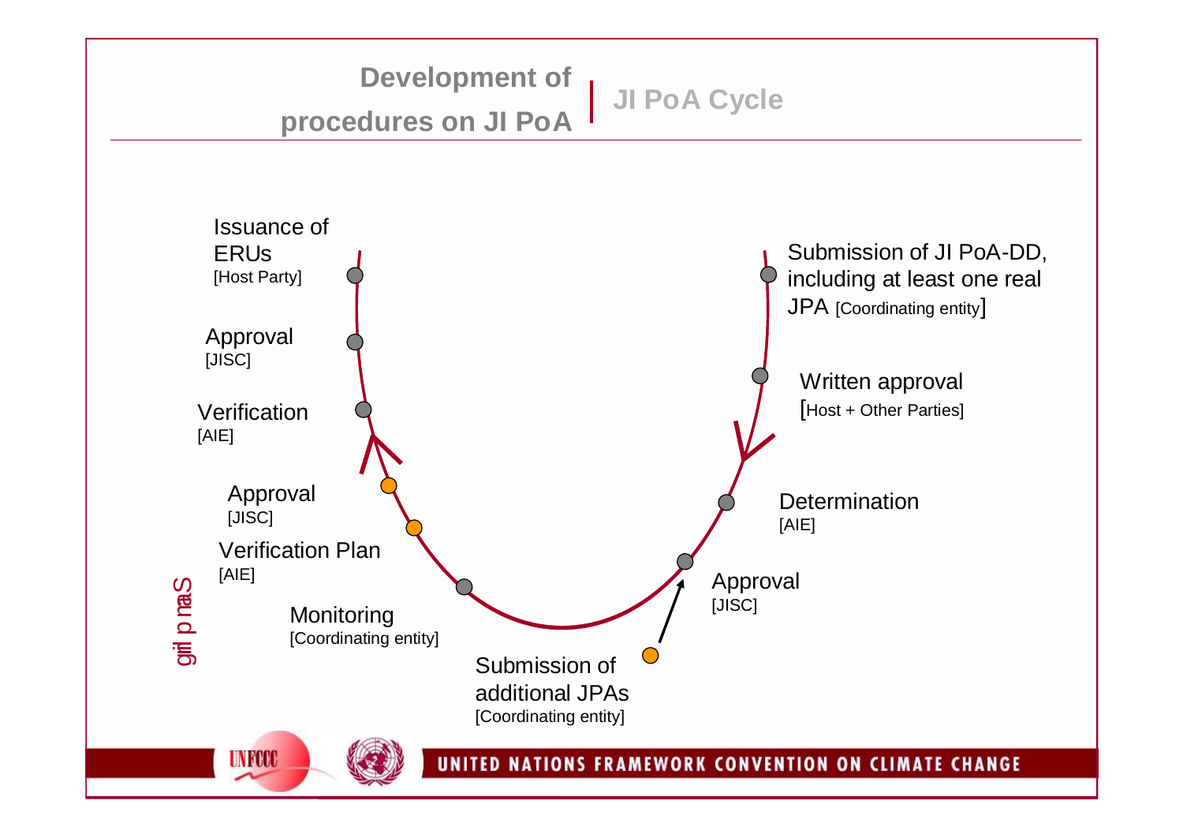# Development of procedures on JI PoA | JI PoA Cycle

Submission of JI PoA-DD, including at least one real JPA [Coordinating entity]

Written approval [Host + Other Parties]

Determination [AIE]

Approval [JISC]

Submission of additional JPAs [Coordinating entity]

Monitoring [Coordinating entity]

Verification Plan [AIE]

Approval [JISC]

Verification [AIE]

Approval [JISC]

Issuance of ERUs [Host Party]

Sampling